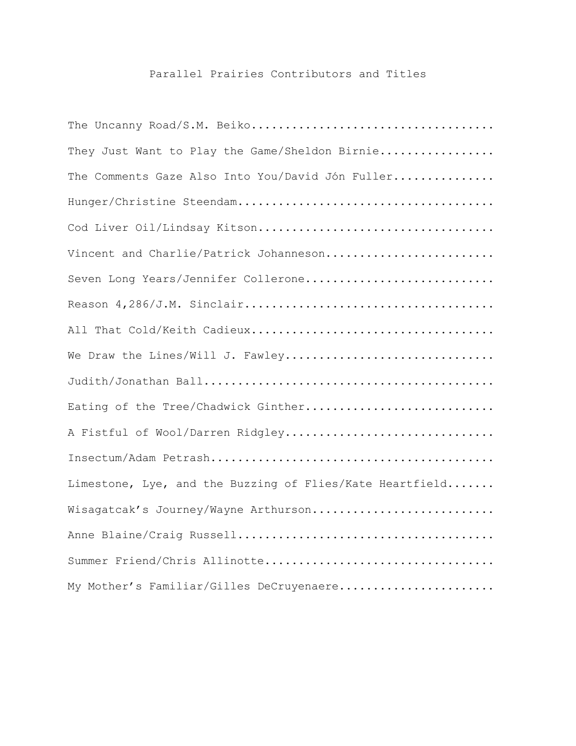# Parallel Prairies Contributors and Titles

The Uncanny Road/S.M. Beiko.....................................

They Just Want to Play the Game/Sheldon Birnie.................

The Comments Gaze Also Into You/David Jón Fuller...............

Hunger/Christine Steendam.......................................

Cod Liver Oil/Lindsay Kitson...................................

Vincent and Charlie/Patrick Johanneson.........................

Seven Long Years/Jennifer Collerone............................

Reason 4,286/J.M. Sinclair.....................................

All That Cold/Keith Cadieux....................................

We Draw the Lines/Will J. Fawley...............................

Judith/Jonathan Ball...........................................

Eating of the Tree/Chadwick Ginther............................

A Fistful of Wool/Darren Ridgley...............................

Insectum/Adam Petrash..........................................

Limestone, Lye, and the Buzzing of Flies/Kate Heartfield.......

Wisagatcak's Journey/Wayne Arthurson...........................

Anne Blaine/Craig Russell......................................

Summer Friend/Chris Allinotte..................................

My Mother's Familiar/Gilles DeCruyenaere.......................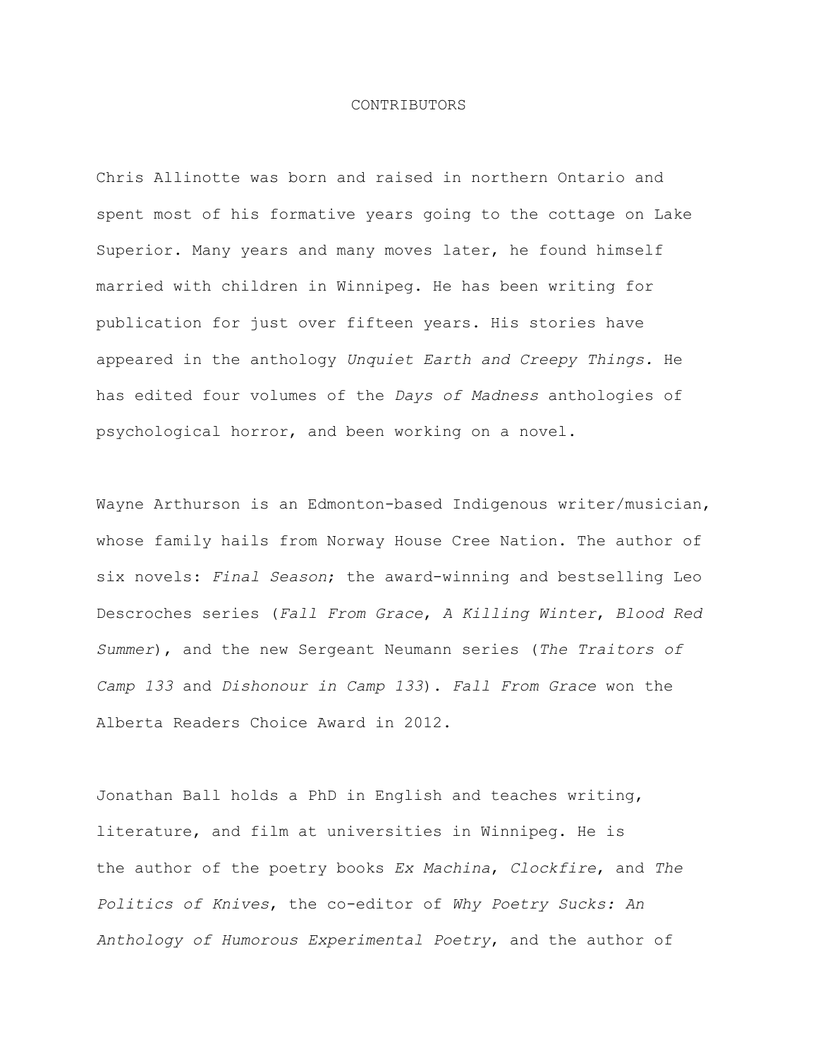# CONTRIBUTORS

Chris Allinotte was born and raised in northern Ontario and spent most of his formative years going to the cottage on Lake Superior. Many years and many moves later, he found himself married with children in Winnipeg. He has been writing for publication for just over fifteen years. His stories have appeared in the anthology *Unquiet Earth and Creepy Things.* He has edited four volumes of the *Days of Madness* anthologies of psychological horror, and been working on a novel.

Wayne Arthurson is an Edmonton-based Indigenous writer/musician, whose family hails from Norway House Cree Nation. The author of six novels: *Final Season*; the award-winning and bestselling Leo Descroches series (*Fall From Grace*, *A Killing Winter*, *Blood Red Summer*), and the new Sergeant Neumann series (*The Traitors of Camp 133* and *Dishonour in Camp 133*). *Fall From Grace* won the Alberta Readers Choice Award in 2012.

Jonathan Ball holds a PhD in English and teaches writing, literature, and film at universities in Winnipeg. He is the author of the poetry books *Ex Machina*, *Clockfire*, and *The Politics of Knives*, the co-editor of *Why Poetry Sucks: An Anthology of Humorous Experimental Poetry*, and the author of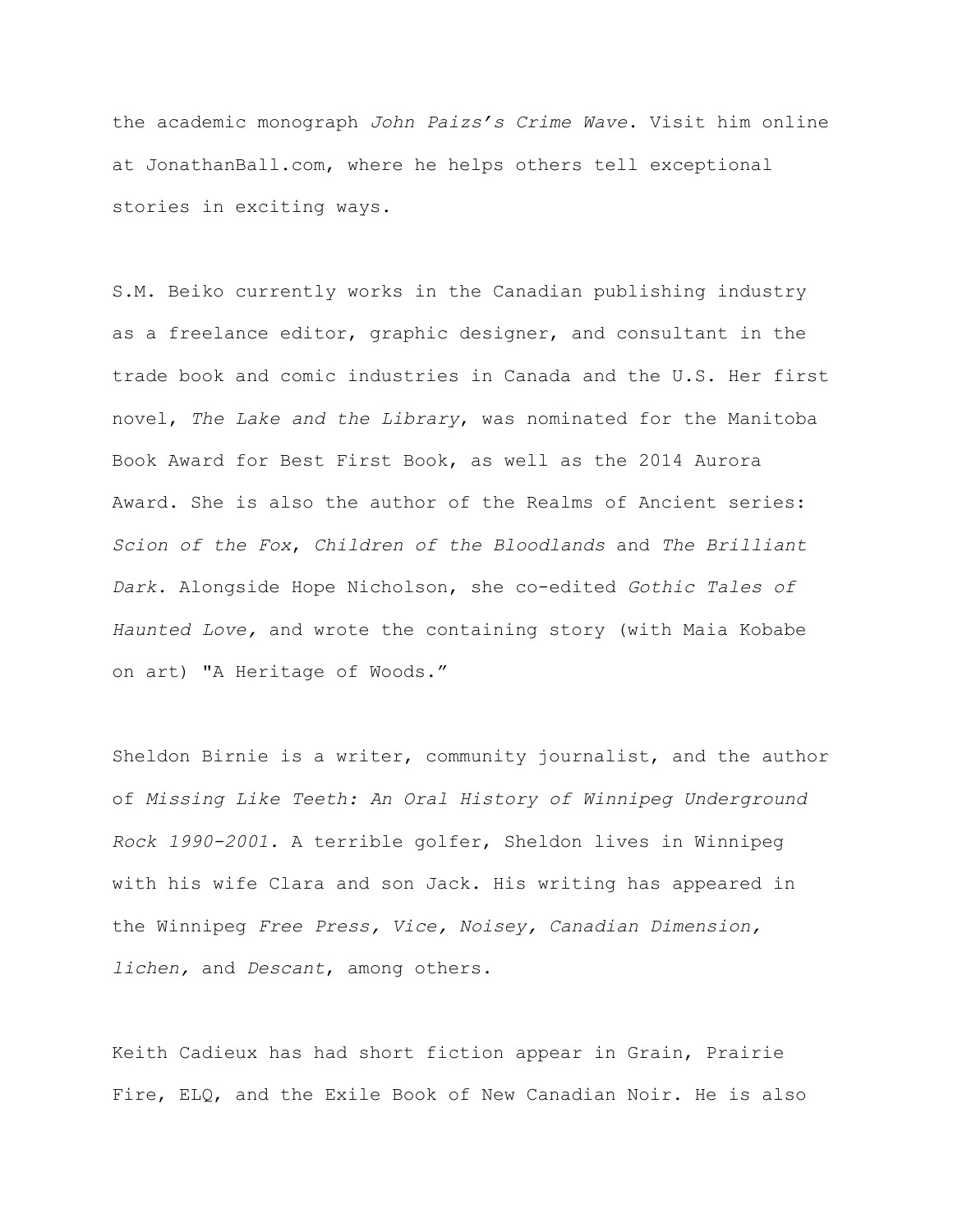the academic monograph *John Paizs's Crime Wave*. Visit him online at JonathanBall.com, where he helps others tell exceptional stories in exciting ways.

S.M. Beiko currently works in the Canadian publishing industry as a freelance editor, graphic designer, and consultant in the trade book and comic industries in Canada and the U.S. Her first novel, *The Lake and the Library*, was nominated for the Manitoba Book Award for Best First Book, as well as the 2014 Aurora Award. She is also the author of the Realms of Ancient series: *Scion of the Fox*, *Children of the Bloodlands* and *The Brilliant Dark*. Alongside Hope Nicholson, she co-edited *Gothic Tales of Haunted Love,* and wrote the containing story (with Maia Kobabe on art) "A Heritage of Woods."

Sheldon Birnie is a writer, community journalist, and the author of *Missing Like Teeth: An Oral History of Winnipeg Underground Rock 1990-2001*. A terrible golfer, Sheldon lives in Winnipeg with his wife Clara and son Jack. His writing has appeared in the Winnipeg *Free Press, Vice, Noisey, Canadian Dimension, lichen,* and *Descant*, among others.

Keith Cadieux has had short fiction appear in Grain, Prairie Fire, ELQ, and the Exile Book of New Canadian Noir. He is also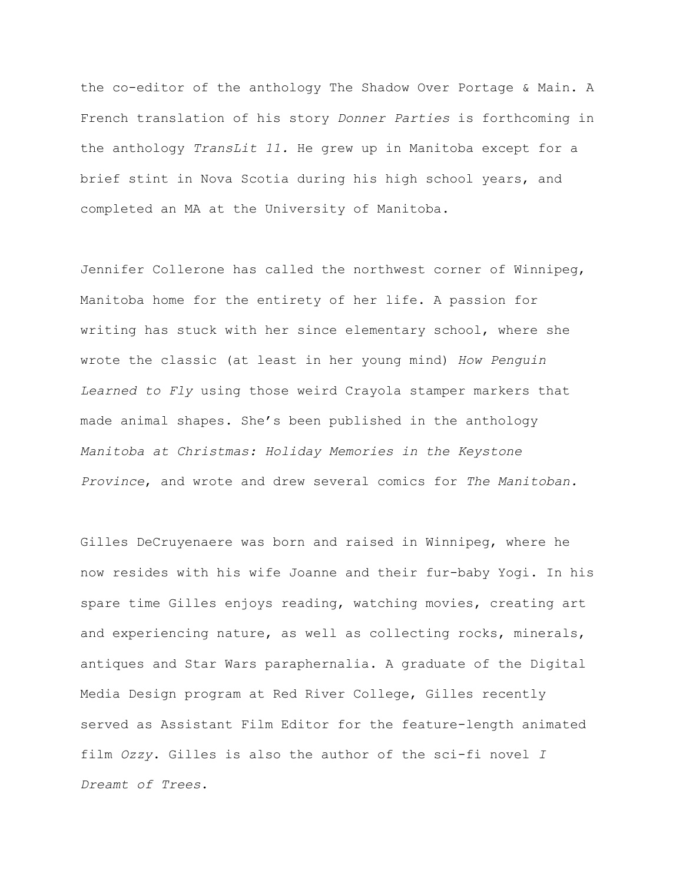the co-editor of the anthology The Shadow Over Portage & Main. A French translation of his story *Donner Parties* is forthcoming in the anthology *TransLit 11.* He grew up in Manitoba except for a brief stint in Nova Scotia during his high school years, and completed an MA at the University of Manitoba.

Jennifer Collerone has called the northwest corner of Winnipeg, Manitoba home for the entirety of her life. A passion for writing has stuck with her since elementary school, where she wrote the classic (at least in her young mind) *How Penguin Learned to Fly* using those weird Crayola stamper markers that made animal shapes. She's been published in the anthology *Manitoba at Christmas: Holiday Memories in the Keystone Province*, and wrote and drew several comics for *The Manitoban.*

Gilles DeCruyenaere was born and raised in Winnipeg, where he now resides with his wife Joanne and their fur-baby Yogi. In his spare time Gilles enjoys reading, watching movies, creating art and experiencing nature, as well as collecting rocks, minerals, antiques and Star Wars paraphernalia. A graduate of the Digital Media Design program at Red River College, Gilles recently served as Assistant Film Editor for the feature-length animated film *Ozzy*. Gilles is also the author of the sci-fi novel *I Dreamt of Trees*.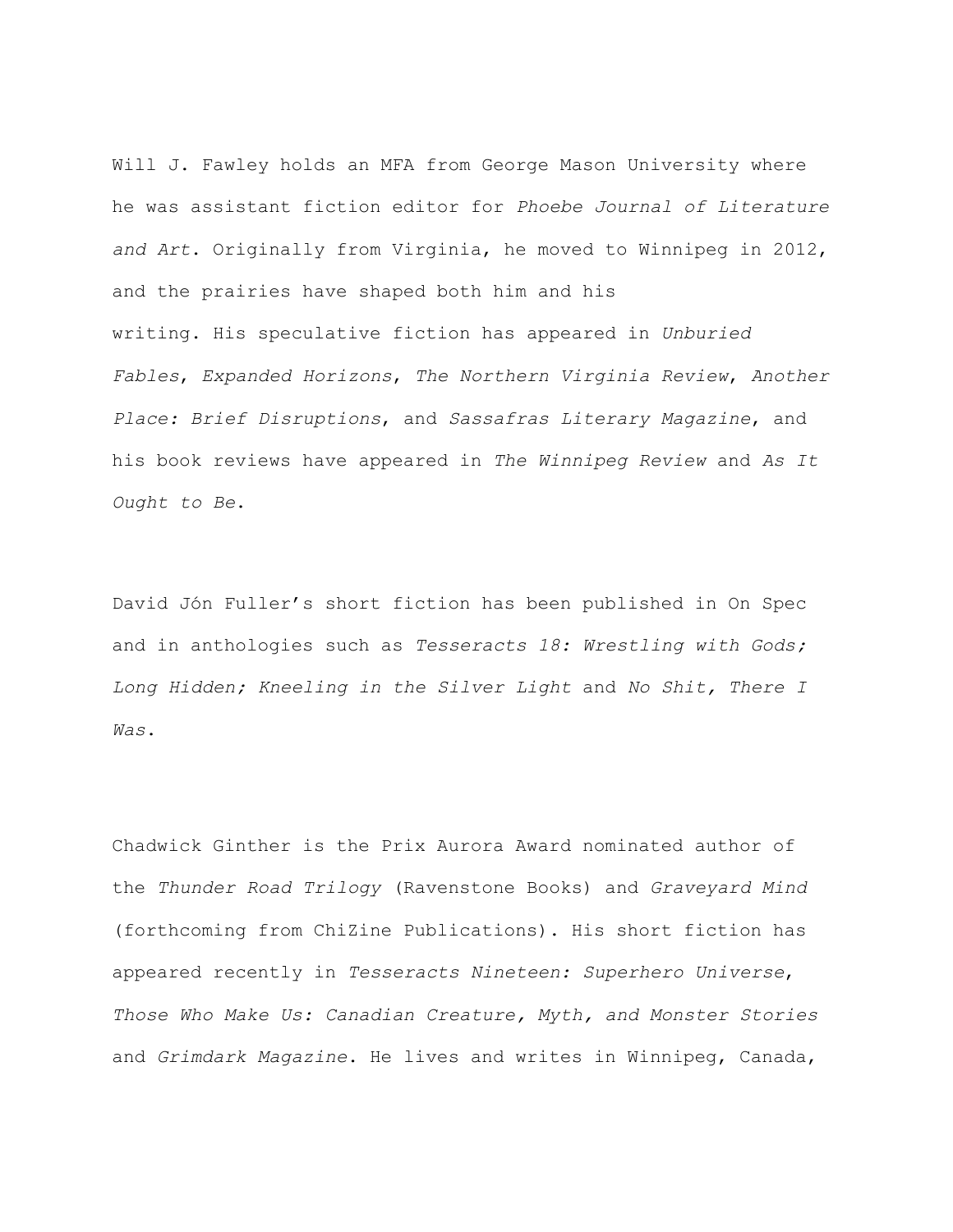Will J. Fawley holds an MFA from George Mason University where he was assistant fiction editor for *Phoebe Journal of Literature and Art*. Originally from Virginia, he moved to Winnipeg in 2012, and the prairies have shaped both him and his writing. His speculative fiction has appeared in *Unburied Fables*, *Expanded Horizons*, *The Northern Virginia Review*, *Another Place: Brief Disruptions*, and *Sassafras Literary Magazine*, and his book reviews have appeared in *The Winnipeg Review* and *As It Ought to Be*.

David Jón Fuller's short fiction has been published in On Spec and in anthologies such as *Tesseracts 18: Wrestling with Gods; Long Hidden; Kneeling in the Silver Light* and *No Shit, There I Was*.

Chadwick Ginther is the Prix Aurora Award nominated author of the *Thunder Road Trilogy* (Ravenstone Books) and *Graveyard Mind* (forthcoming from ChiZine Publications). His short fiction has appeared recently in *Tesseracts Nineteen: Superhero Universe*, *Those Who Make Us: Canadian Creature, Myth, and Monster Stories* and *Grimdark Magazine*. He lives and writes in Winnipeg, Canada,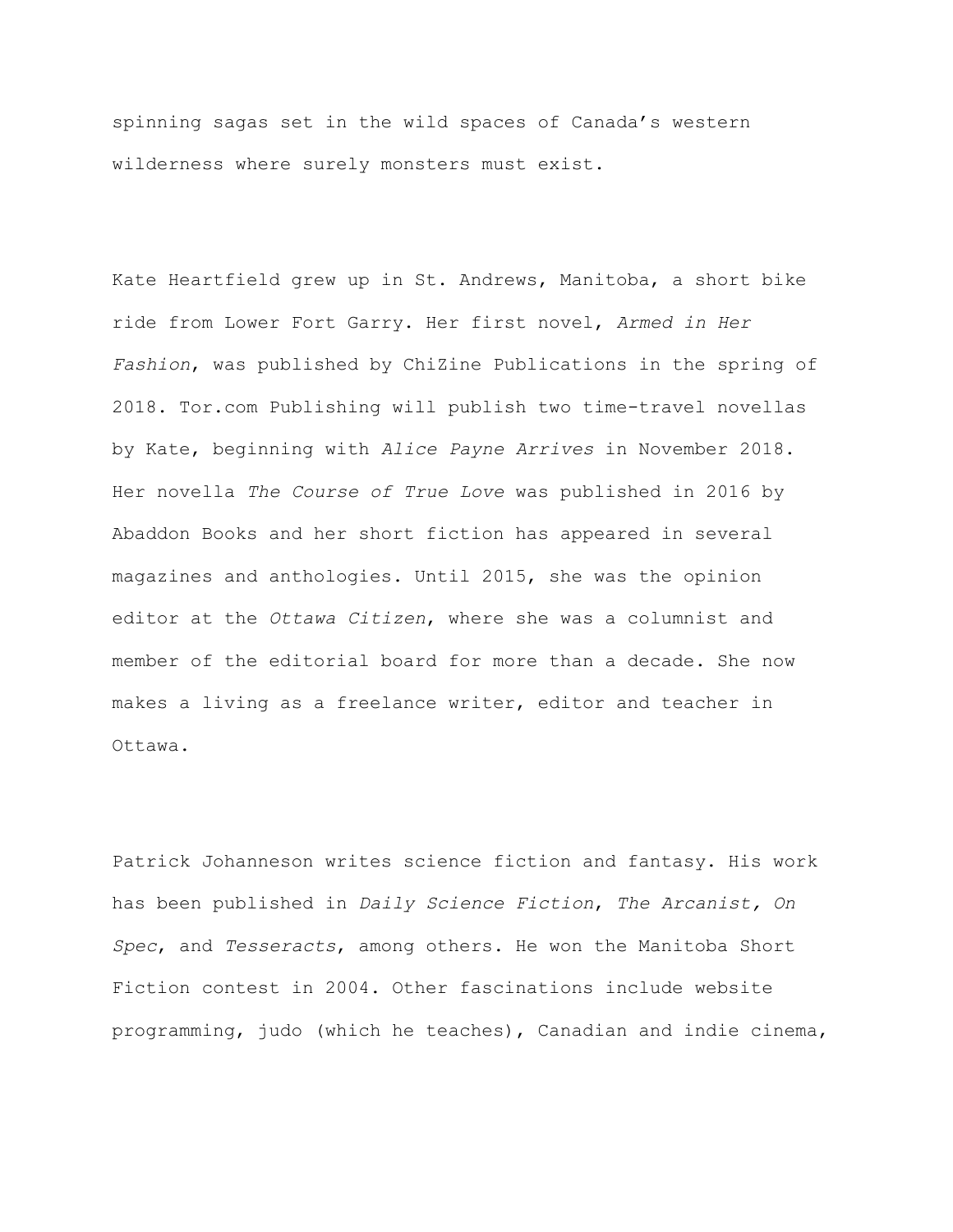spinning sagas set in the wild spaces of Canada's western wilderness where surely monsters must exist.

Kate Heartfield grew up in St. Andrews, Manitoba, a short bike ride from Lower Fort Garry. Her first novel, *Armed in Her Fashion*, was published by ChiZine Publications in the spring of 2018. Tor.com Publishing will publish two time-travel novellas by Kate, beginning with *Alice Payne Arrives* in November 2018. Her novella *The Course of True Love* was published in 2016 by Abaddon Books and her short fiction has appeared in several magazines and anthologies. Until 2015, she was the opinion editor at the *Ottawa Citizen*, where she was a columnist and member of the editorial board for more than a decade. She now makes a living as a freelance writer, editor and teacher in Ottawa.

Patrick Johanneson writes science fiction and fantasy. His work has been published in *Daily Science Fiction*, *The Arcanist, On Spec*, and *Tesseracts*, among others. He won the Manitoba Short Fiction contest in 2004. Other fascinations include website programming, judo (which he teaches), Canadian and indie cinema,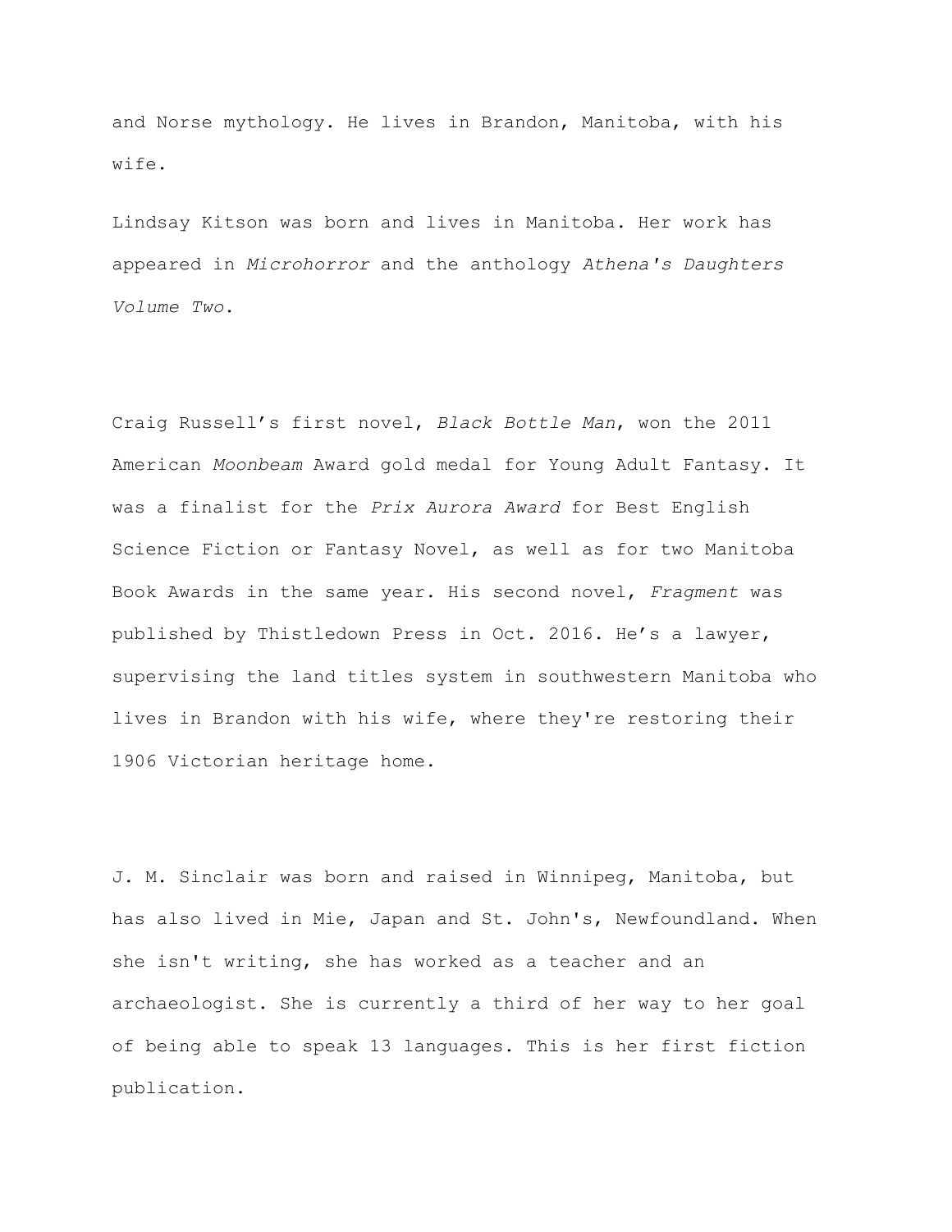and Norse mythology. He lives in Brandon, Manitoba, with his wife.

Lindsay Kitson was born and lives in Manitoba. Her work has appeared in *Microhorror* and the anthology *Athena's Daughters Volume Two*.

Craig Russell's first novel, *Black Bottle Man*, won the 2011 American *Moonbeam* Award gold medal for Young Adult Fantasy. It was a finalist for the *Prix Aurora Award* for Best English Science Fiction or Fantasy Novel, as well as for two Manitoba Book Awards in the same year. His second novel, *Fragment* was published by Thistledown Press in Oct. 2016. He's a lawyer, supervising the land titles system in southwestern Manitoba who lives in Brandon with his wife, where they're restoring their 1906 Victorian heritage home.

J. M. Sinclair was born and raised in Winnipeg, Manitoba, but has also lived in Mie, Japan and St. John's, Newfoundland. When she isn't writing, she has worked as a teacher and an archaeologist. She is currently a third of her way to her goal of being able to speak 13 languages. This is her first fiction publication.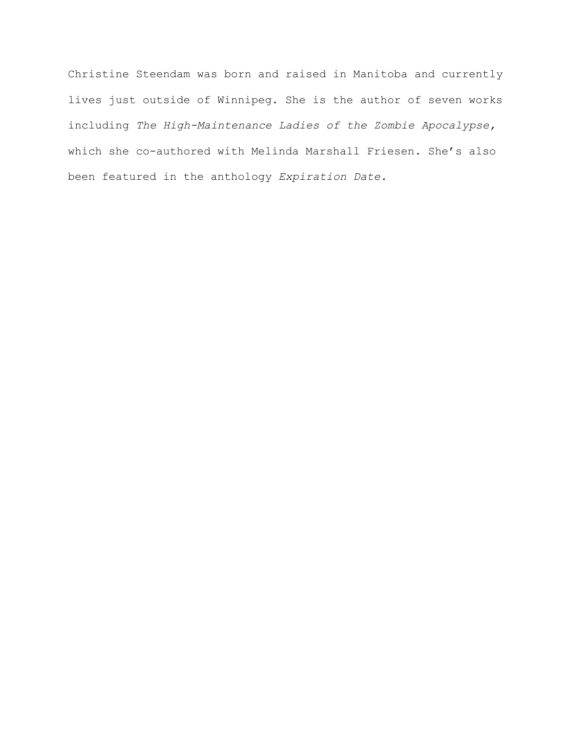Christine Steendam was born and raised in Manitoba and currently lives just outside of Winnipeg. She is the author of seven works including *The High-Maintenance Ladies of the Zombie Apocalypse,* which she co-authored with Melinda Marshall Friesen. She's also been featured in the anthology *Expiration Date.*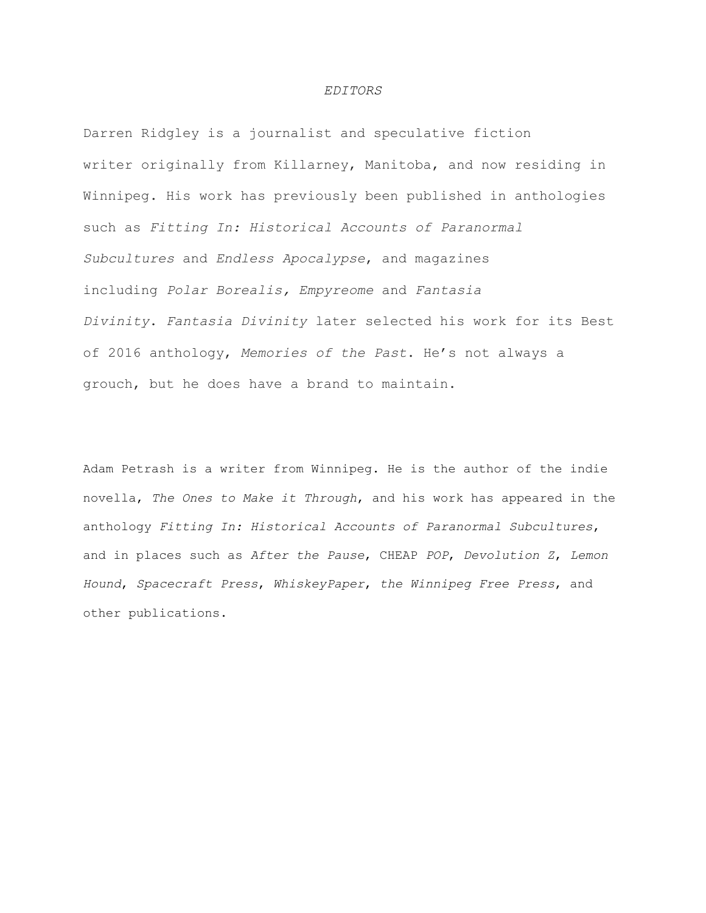*EDITORS*

Darren Ridgley is a journalist and speculative fiction writer originally from Killarney, Manitoba, and now residing in Winnipeg. His work has previously been published in anthologies such as *Fitting In: Historical Accounts of Paranormal Subcultures* and *Endless Apocalypse*, and magazines including *Polar Borealis, Empyreome* and *Fantasia Divinity*. *Fantasia Divinity* later selected his work for its Best of 2016 anthology, *Memories of the Past*. He's not always a grouch, but he does have a brand to maintain.

Adam Petrash is a writer from Winnipeg. He is the author of the indie novella, *The Ones to Make it Through*, and his work has appeared in the anthology *Fitting In: Historical Accounts of Paranormal Subcultures*, and in places such as *After the Pause*, CHEAP *POP*, *Devolution Z*, *Lemon Hound*, *Spacecraft Press*, *WhiskeyPaper*, *the Winnipeg Free Press*, and other publications.